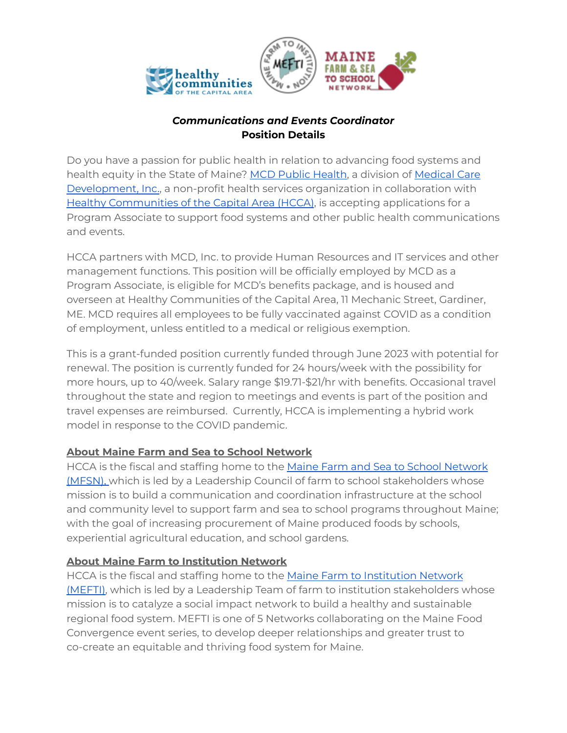***Communications and Events Coordinator***
**Position Details**

Do you have a passion for public health in relation to advancing food systems and health equity in the State of Maine? MCD Public Health, a division of Medical Care Development, Inc., a non-profit health services organization in collaboration with Healthy Communities of the Capital Area (HCCA), is accepting applications for a Program Associate to support food systems and other public health communications and events.

HCCA partners with MCD, Inc. to provide Human Resources and IT services and other management functions. This position will be officially employed by MCD as a Program Associate, is eligible for MCD's benefits package, and is housed and overseen at Healthy Communities of the Capital Area, 11 Mechanic Street, Gardiner, ME. MCD requires all employees to be fully vaccinated against COVID as a condition of employment, unless entitled to a medical or religious exemption.

This is a grant-funded position currently funded through June 2023 with potential for renewal. The position is currently funded for 24 hours/week with the possibility for more hours, up to 40/week. Salary range $19.71-$21/hr with benefits. Occasional travel throughout the state and region to meetings and events is part of the position and travel expenses are reimbursed. Currently, HCCA is implementing a hybrid work model in response to the COVID pandemic.

**About Maine Farm and Sea to School Network**

HCCA is the fiscal and staffing home to the Maine Farm and Sea to School Network (MFSN), which is led by a Leadership Council of farm to school stakeholders whose mission is to build a communication and coordination infrastructure at the school and community level to support farm and sea to school programs throughout Maine; with the goal of increasing procurement of Maine produced foods by schools, experiential agricultural education, and school gardens.

**About Maine Farm to Institution Network**

HCCA is the fiscal and staffing home to the Maine Farm to Institution Network (MEFTI), which is led by a Leadership Team of farm to institution stakeholders whose mission is to catalyze a social impact network to build a healthy and sustainable regional food system. MEFTI is one of 5 Networks collaborating on the Maine Food Convergence event series, to develop deeper relationships and greater trust to co-create an equitable and thriving food system for Maine.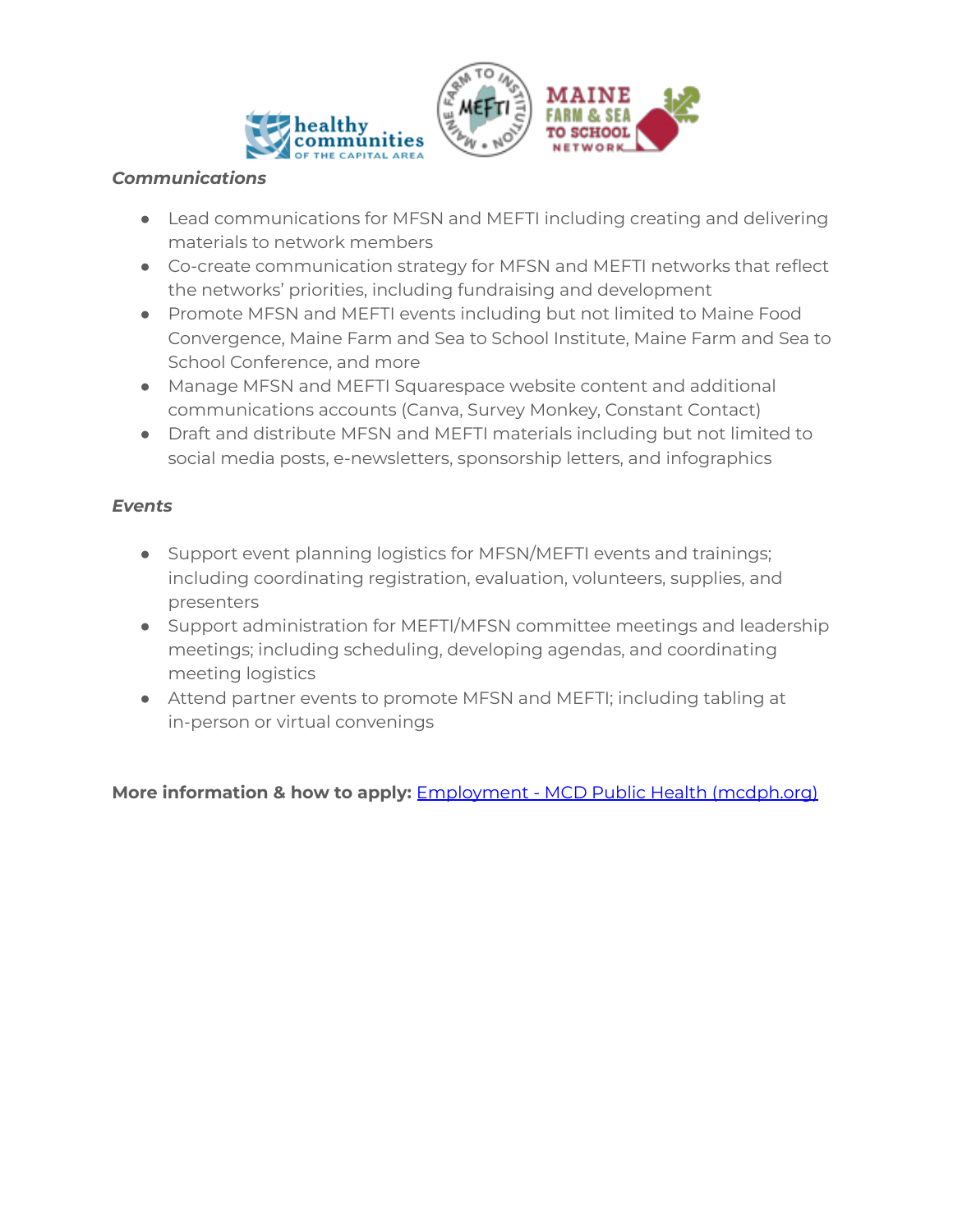*Communications*

- Lead communications for MFSN and MEFTI including creating and delivering materials to network members
- Co-create communication strategy for MFSN and MEFTI networks that reflect the networks' priorities, including fundraising and development
- Promote MFSN and MEFTI events including but not limited to Maine Food Convergence, Maine Farm and Sea to School Institute, Maine Farm and Sea to School Conference, and more
- Manage MFSN and MEFTI Squarespace website content and additional communications accounts (Canva, Survey Monkey, Constant Contact)
- Draft and distribute MFSN and MEFTI materials including but not limited to social media posts, e-newsletters, sponsorship letters, and infographics

*Events*

- Support event planning logistics for MFSN/MEFTI events and trainings; including coordinating registration, evaluation, volunteers, supplies, and presenters
- Support administration for MEFTI/MFSN committee meetings and leadership meetings; including scheduling, developing agendas, and coordinating meeting logistics
- Attend partner events to promote MFSN and MEFTI; including tabling at in-person or virtual convenings

**More information & how to apply:** [Employment - MCD Public Health (mcdph.org)](mcdph.org)